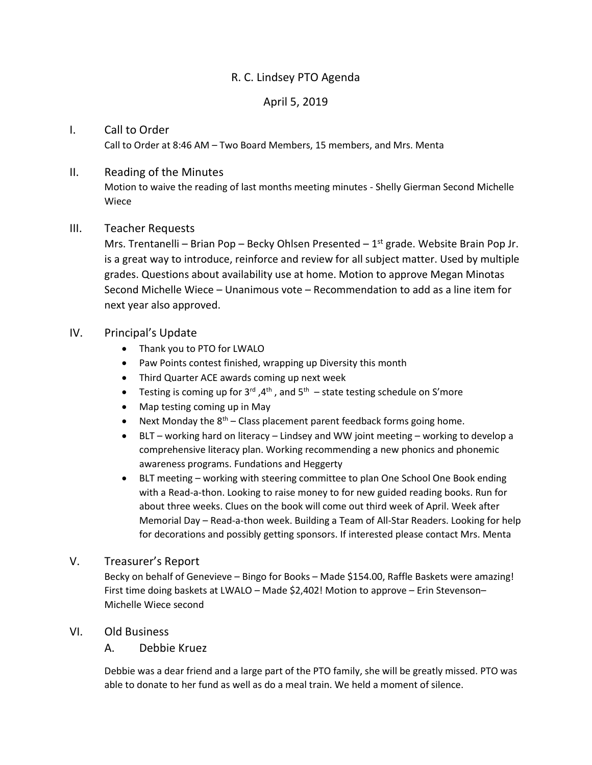# R. C. Lindsey PTO Agenda

## April 5, 2019

## I. Call to Order

Call to Order at 8:46 AM – Two Board Members, 15 members, and Mrs. Menta

## II. Reading of the Minutes

Motion to waive the reading of last months meeting minutes - Shelly Gierman Second Michelle Wiece

## III. Teacher Requests

Mrs. Trentanelli – Brian Pop – Becky Ohlsen Presented – 1st grade. Website Brain Pop Jr. is a great way to introduce, reinforce and review for all subject matter. Used by multiple grades. Questions about availability use at home. Motion to approve Megan Minotas Second Michelle Wiece – Unanimous vote – Recommendation to add as a line item for next year also approved.

## IV. Principal's Update

- Thank you to PTO for LWALO
- Paw Points contest finished, wrapping up Diversity this month
- Third Quarter ACE awards coming up next week
- Testing is coming up for 3rd ,4th , and 5th – state testing schedule on S'more
- Map testing coming up in May
- Next Monday the 8th – Class placement parent feedback forms going home.
- BLT – working hard on literacy – Lindsey and WW joint meeting – working to develop a comprehensive literacy plan. Working recommending a new phonics and phonemic awareness programs. Fundations and Heggerty
- BLT meeting – working with steering committee to plan One School One Book ending with a Read-a-thon. Looking to raise money to for new guided reading books. Run for about three weeks. Clues on the book will come out third week of April. Week after Memorial Day – Read-a-thon week. Building a Team of All-Star Readers. Looking for help for decorations and possibly getting sponsors. If interested please contact Mrs. Menta

## V. Treasurer's Report

Becky on behalf of Genevieve – Bingo for Books – Made $154.00, Raffle Baskets were amazing! First time doing baskets at LWALO – Made $2,402! Motion to approve – Erin Stevenson– Michelle Wiece second

## VI. Old Business

### A. Debbie Kruez

Debbie was a dear friend and a large part of the PTO family, she will be greatly missed. PTO was able to donate to her fund as well as do a meal train. We held a moment of silence.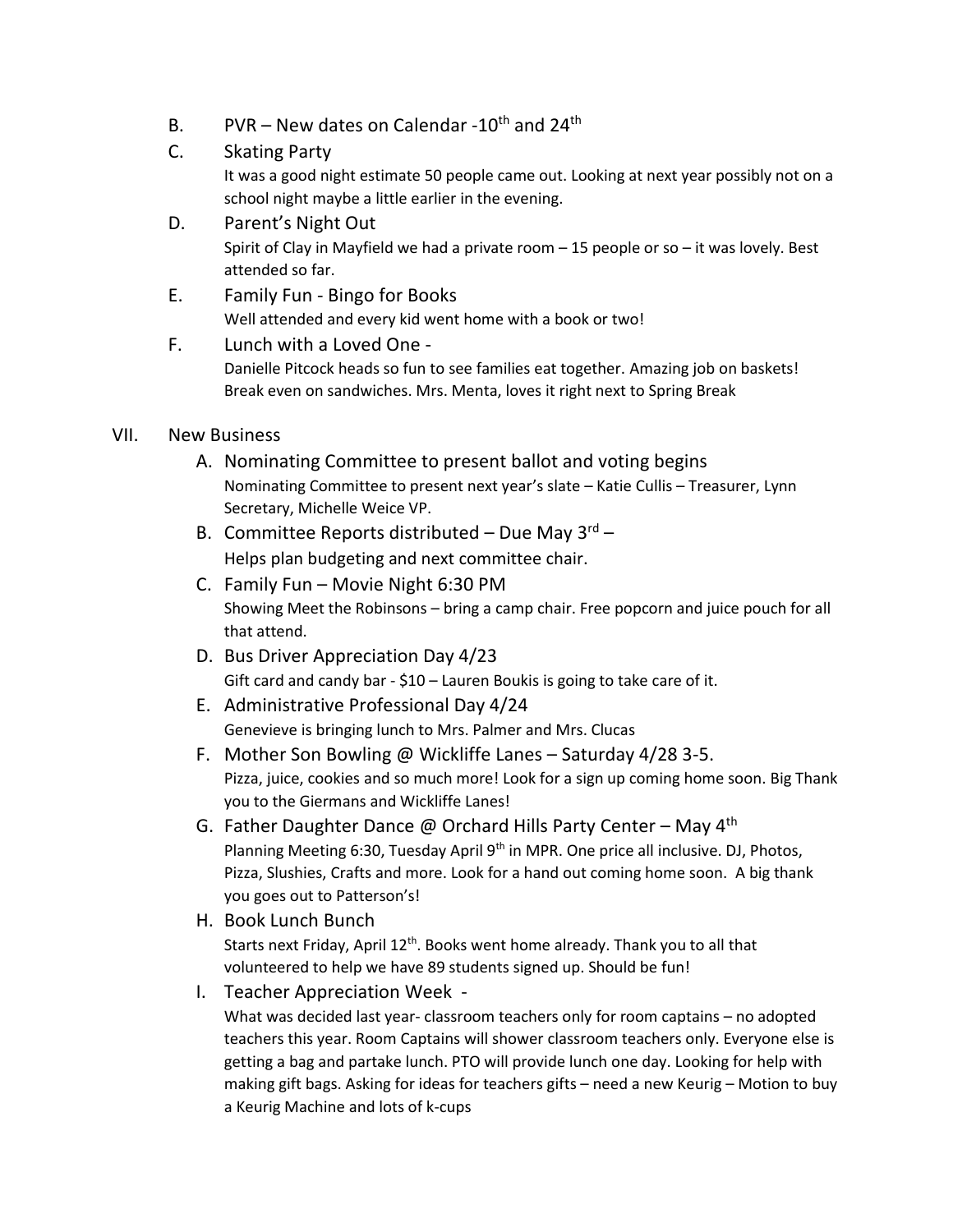B. PVR – New dates on Calendar -10th and 24th

C. Skating Party
It was a good night estimate 50 people came out. Looking at next year possibly not on a school night maybe a little earlier in the evening.

D. Parent's Night Out
Spirit of Clay in Mayfield we had a private room – 15 people or so – it was lovely. Best attended so far.

E. Family Fun - Bingo for Books
Well attended and every kid went home with a book or two!

F. Lunch with a Loved One -
Danielle Pitcock heads so fun to see families eat together. Amazing job on baskets! Break even on sandwiches. Mrs. Menta, loves it right next to Spring Break

VII. New Business

A. Nominating Committee to present ballot and voting begins
Nominating Committee to present next year's slate – Katie Cullis – Treasurer, Lynn Secretary, Michelle Weice VP.

B. Committee Reports distributed – Due May 3rd –
Helps plan budgeting and next committee chair.

C. Family Fun – Movie Night 6:30 PM
Showing Meet the Robinsons – bring a camp chair. Free popcorn and juice pouch for all that attend.

D. Bus Driver Appreciation Day 4/23
Gift card and candy bar - $10 – Lauren Boukis is going to take care of it.

E. Administrative Professional Day 4/24
Genevieve is bringing lunch to Mrs. Palmer and Mrs. Clucas

F. Mother Son Bowling @ Wickliffe Lanes – Saturday 4/28 3-5.
Pizza, juice, cookies and so much more! Look for a sign up coming home soon. Big Thank you to the Giermans and Wickliffe Lanes!

G. Father Daughter Dance @ Orchard Hills Party Center – May 4th
Planning Meeting 6:30, Tuesday April 9th in MPR. One price all inclusive. DJ, Photos, Pizza, Slushies, Crafts and more. Look for a hand out coming home soon. A big thank you goes out to Patterson's!

H. Book Lunch Bunch
Starts next Friday, April 12th. Books went home already. Thank you to all that volunteered to help we have 89 students signed up. Should be fun!

I. Teacher Appreciation Week -
What was decided last year- classroom teachers only for room captains – no adopted teachers this year. Room Captains will shower classroom teachers only. Everyone else is getting a bag and partake lunch. PTO will provide lunch one day. Looking for help with making gift bags. Asking for ideas for teachers gifts – need a new Keurig – Motion to buy a Keurig Machine and lots of k-cups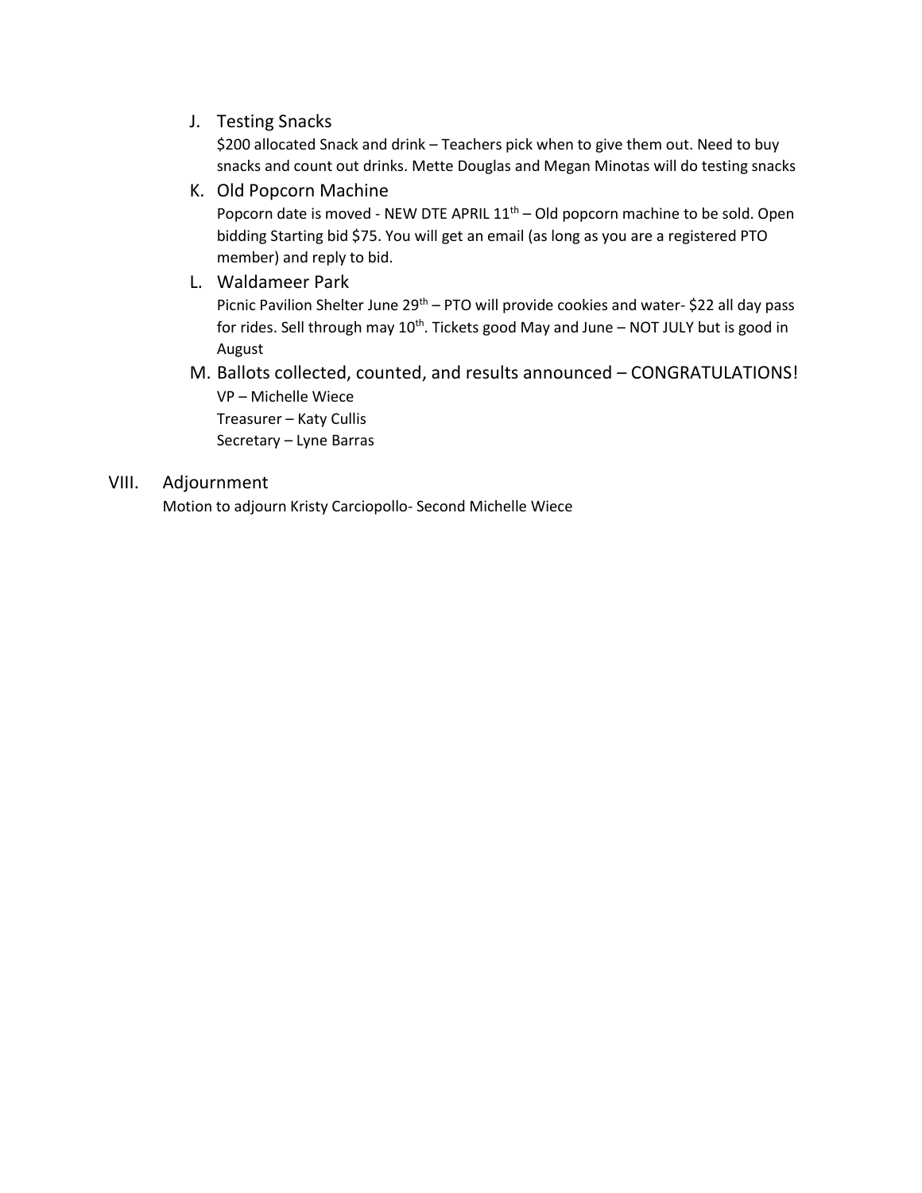J. Testing Snacks

$200 allocated Snack and drink – Teachers pick when to give them out. Need to buy snacks and count out drinks. Mette Douglas and Megan Minotas will do testing snacks

K. Old Popcorn Machine

Popcorn date is moved - NEW DTE APRIL 11th – Old popcorn machine to be sold. Open bidding Starting bid $75. You will get an email (as long as you are a registered PTO member) and reply to bid.

L. Waldameer Park

Picnic Pavilion Shelter June 29th – PTO will provide cookies and water- $22 all day pass for rides. Sell through may 10th. Tickets good May and June – NOT JULY but is good in August

M. Ballots collected, counted, and results announced – CONGRATULATIONS!

VP – Michelle Wiece
Treasurer – Katy Cullis
Secretary – Lyne Barras

## VIII. Adjournment

Motion to adjourn Kristy Carciopollo- Second Michelle Wiece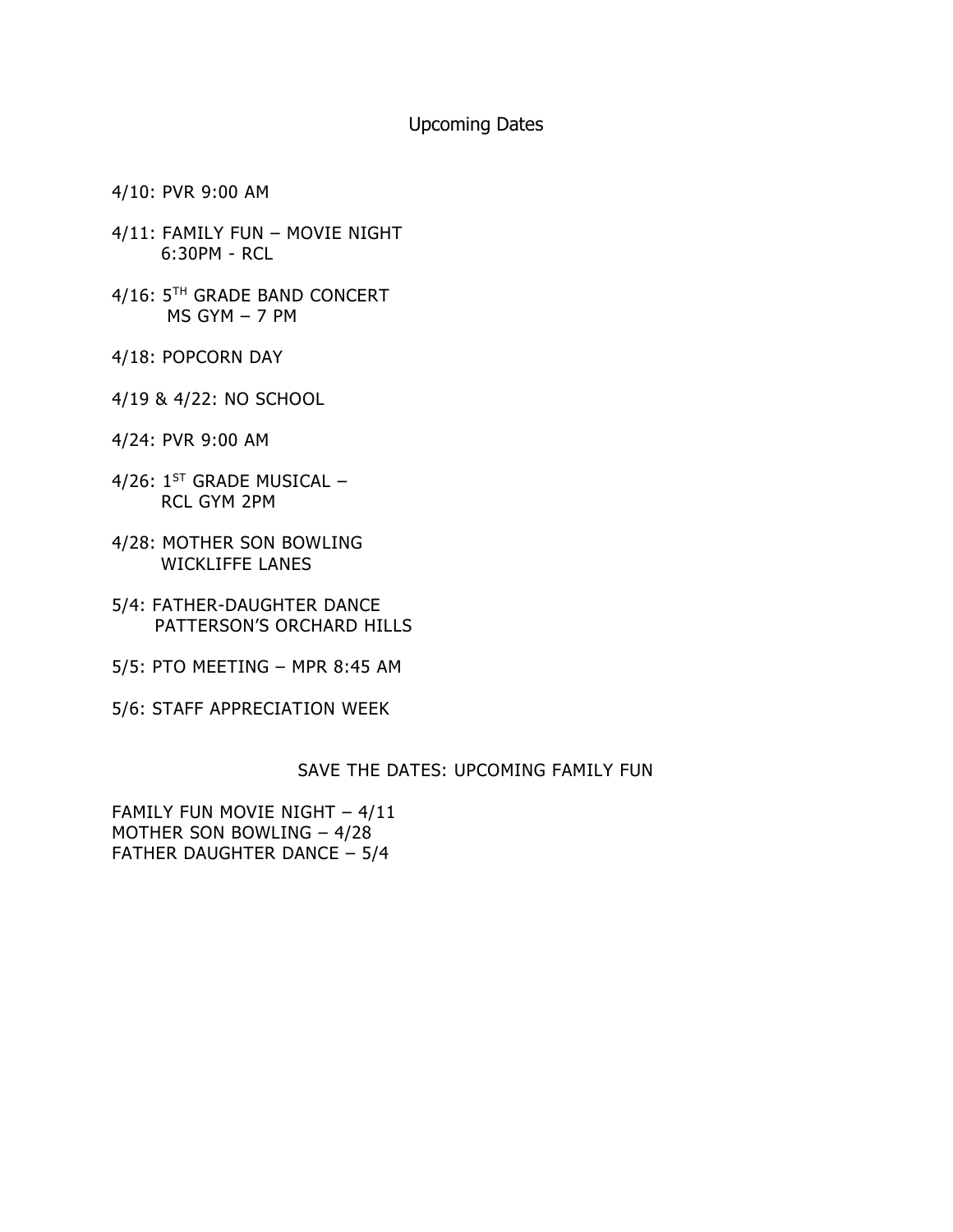## Upcoming Dates

4/10: PVR 9:00 AM

4/11: FAMILY FUN – MOVIE NIGHT
6:30PM - RCL

4/16: 5TH GRADE BAND CONCERT
MS GYM – 7 PM

4/18: POPCORN DAY

4/19 & 4/22: NO SCHOOL

4/24: PVR 9:00 AM

4/26: 1ST GRADE MUSICAL –
RCL GYM 2PM

4/28: MOTHER SON BOWLING
WICKLIFFE LANES

5/4: FATHER-DAUGHTER DANCE
PATTERSON'S ORCHARD HILLS

5/5: PTO MEETING – MPR 8:45 AM

5/6: STAFF APPRECIATION WEEK

### SAVE THE DATES: UPCOMING FAMILY FUN

FAMILY FUN MOVIE NIGHT – 4/11
MOTHER SON BOWLING – 4/28
FATHER DAUGHTER DANCE – 5/4